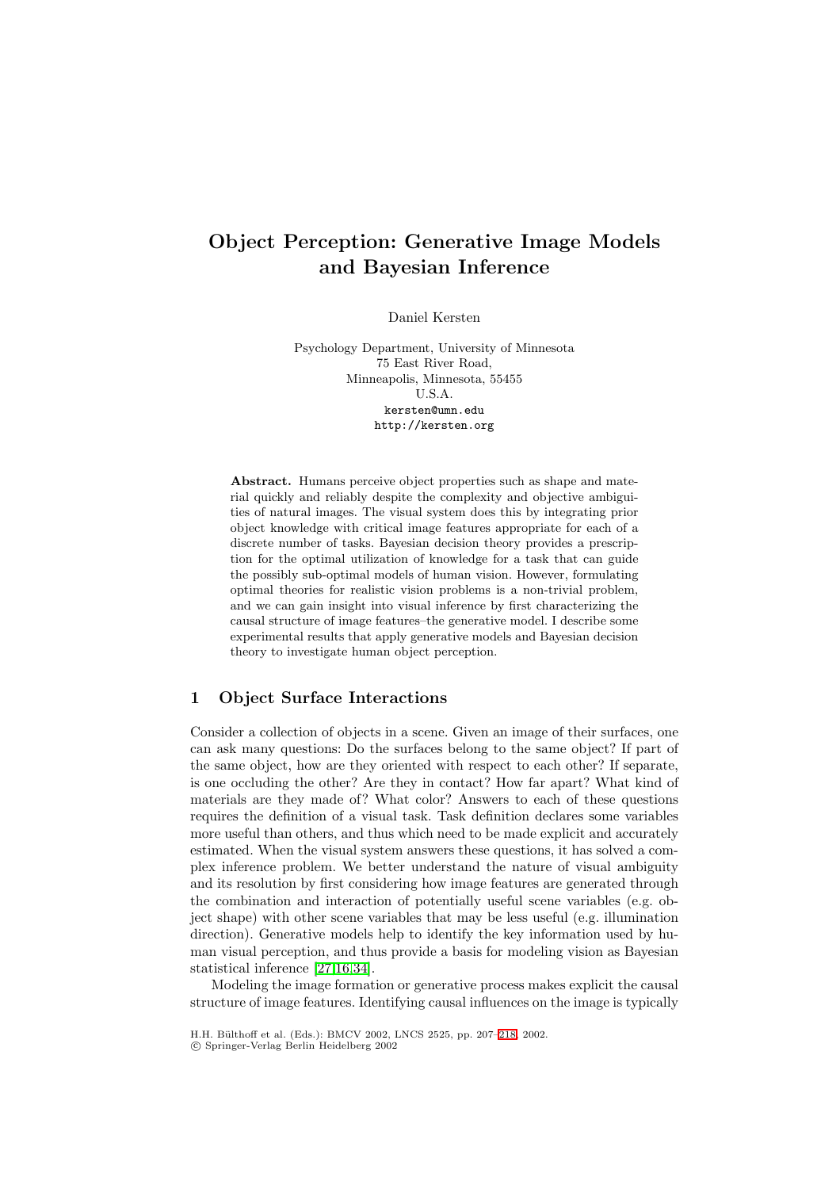# Object Perception: Generative Image Models and Bayesian Inference

Daniel Kersten

Psychology Department, University of Minnesota
75 East River Road,
Minneapolis, Minnesota, 55455
U.S.A.
kersten@umn.edu
http://kersten.org

**Abstract.** Humans perceive object properties such as shape and material quickly and reliably despite the complexity and objective ambiguities of natural images. The visual system does this by integrating prior object knowledge with critical image features appropriate for each of a discrete number of tasks. Bayesian decision theory provides a prescription for the optimal utilization of knowledge for a task that can guide the possibly sub-optimal models of human vision. However, formulating optimal theories for realistic vision problems is a non-trivial problem, and we can gain insight into visual inference by first characterizing the causal structure of image features–the generative model. I describe some experimental results that apply generative models and Bayesian decision theory to investigate human object perception.

## 1 Object Surface Interactions

Consider a collection of objects in a scene. Given an image of their surfaces, one can ask many questions: Do the surfaces belong to the same object? If part of the same object, how are they oriented with respect to each other? If separate, is one occluding the other? Are they in contact? How far apart? What kind of materials are they made of? What color? Answers to each of these questions requires the definition of a visual task. Task definition declares some variables more useful than others, and thus which need to be made explicit and accurately estimated. When the visual system answers these questions, it has solved a complex inference problem. We better understand the nature of visual ambiguity and its resolution by first considering how image features are generated through the combination and interaction of potentially useful scene variables (e.g. object shape) with other scene variables that may be less useful (e.g. illumination direction). Generative models help to identify the key information used by human visual perception, and thus provide a basis for modeling vision as Bayesian statistical inference [27,16,34].

Modeling the image formation or generative process makes explicit the causal structure of image features. Identifying causal influences on the image is typically

H.H. Bülthoff et al. (Eds.): BMCV 2002, LNCS 2525, pp. 207–218, 2002.
© Springer-Verlag Berlin Heidelberg 2002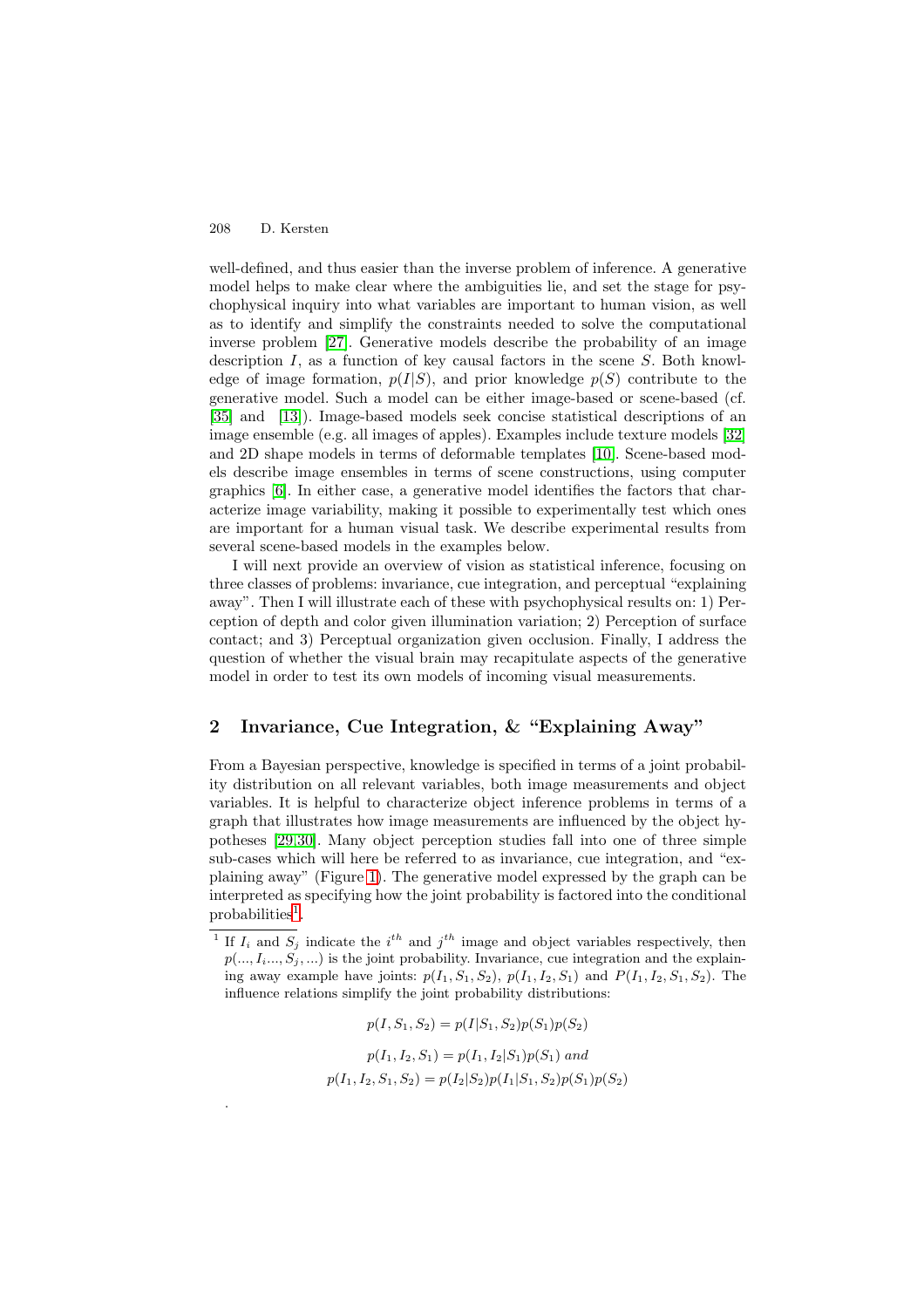well-defined, and thus easier than the inverse problem of inference. A generative model helps to make clear where the ambiguities lie, and set the stage for psychophysical inquiry into what variables are important to human vision, as well as to identify and simplify the constraints needed to solve the computational inverse problem [27]. Generative models describe the probability of an image description $I$, as a function of key causal factors in the scene $S$. Both knowledge of image formation, $p(I|S)$, and prior knowledge $p(S)$ contribute to the generative model. Such a model can be either image-based or scene-based (cf. [35] and [13]). Image-based models seek concise statistical descriptions of an image ensemble (e.g. all images of apples). Examples include texture models [32] and 2D shape models in terms of deformable templates [10]. Scene-based models describe image ensembles in terms of scene constructions, using computer graphics [6]. In either case, a generative model identifies the factors that characterize image variability, making it possible to experimentally test which ones are important for a human visual task. We describe experimental results from several scene-based models in the examples below.

I will next provide an overview of vision as statistical inference, focusing on three classes of problems: invariance, cue integration, and perceptual "explaining away". Then I will illustrate each of these with psychophysical results on: 1) Perception of depth and color given illumination variation; 2) Perception of surface contact; and 3) Perceptual organization given occlusion. Finally, I address the question of whether the visual brain may recapitulate aspects of the generative model in order to test its own models of incoming visual measurements.

## 2 Invariance, Cue Integration, & "Explaining Away"

From a Bayesian perspective, knowledge is specified in terms of a joint probability distribution on all relevant variables, both image measurements and object variables. It is helpful to characterize object inference problems in terms of a graph that illustrates how image measurements are influenced by the object hypotheses [29,30]. Many object perception studies fall into one of three simple sub-cases which will here be referred to as invariance, cue integration, and "explaining away" (Figure 1). The generative model expressed by the graph can be interpreted as specifying how the joint probability is factored into the conditional probabilities[1].

[1] If $I_i$ and $S_j$ indicate the $i^{th}$ and $j^{th}$ image and object variables respectively, then $p(..., I_i..., S_j, ...)$ is the joint probability. Invariance, cue integration and the explaining away example have joints: $p(I_1, S_1, S_2)$, $p(I_1, I_2, S_1)$ and $P(I_1, I_2, S_1, S_2)$. The influence relations simplify the joint probability distributions:

$$p(I, S_1, S_2) = p(I|S_1, S_2)p(S_1)p(S_2)$$

$$p(I_1, I_2, S_1) = p(I_1, I_2|S_1)p(S_1) \ and$$

$$p(I_1, I_2, S_1, S_2) = p(I_2|S_2)p(I_1|S_1, S_2)p(S_1)p(S_2)$$

.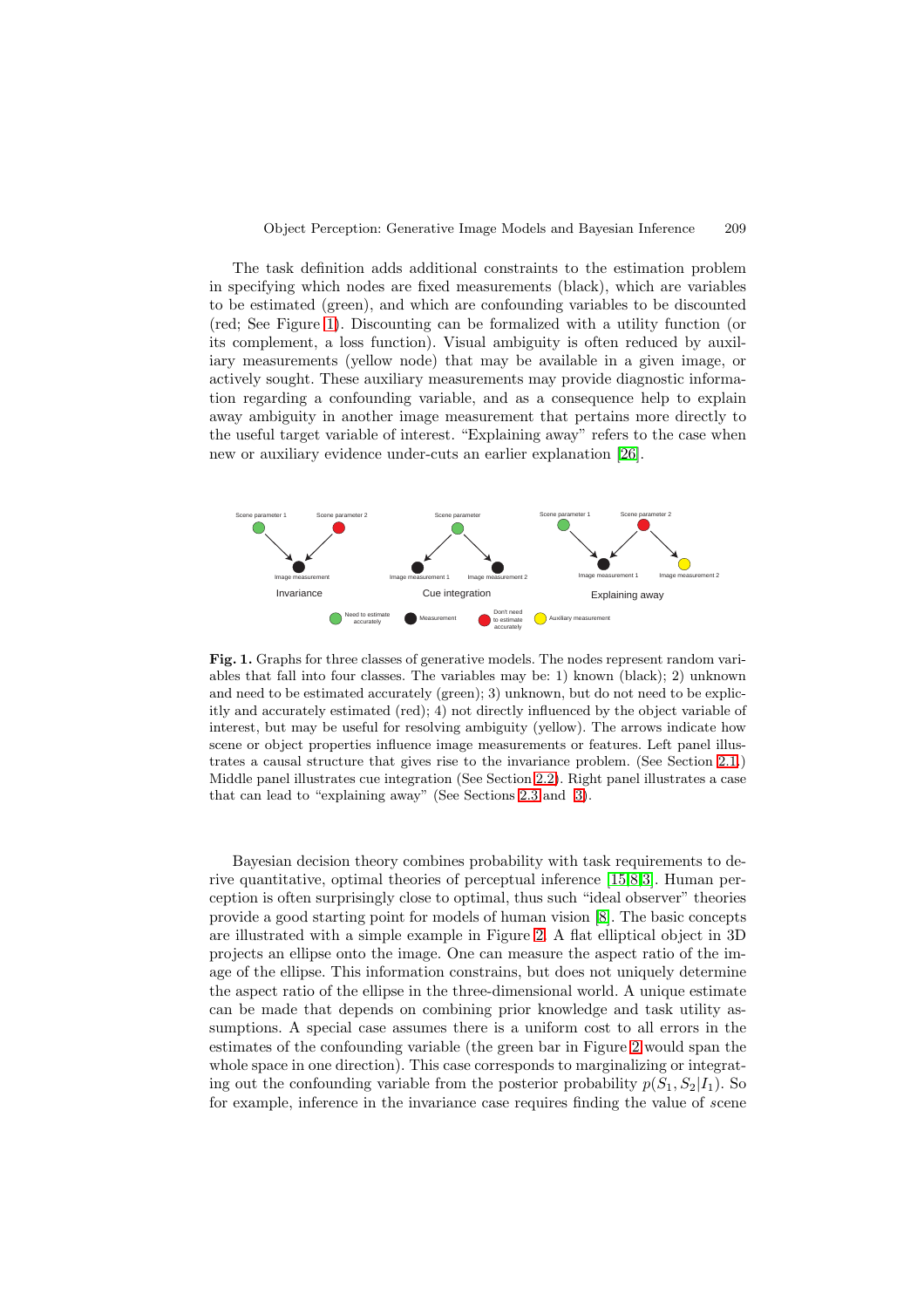The task definition adds additional constraints to the estimation problem in specifying which nodes are fixed measurements (black), which are variables to be estimated (green), and which are confounding variables to be discounted (red; See Figure 1). Discounting can be formalized with a utility function (or its complement, a loss function). Visual ambiguity is often reduced by auxiliary measurements (yellow node) that may be available in a given image, or actively sought. These auxiliary measurements may provide diagnostic information regarding a confounding variable, and as a consequence help to explain away ambiguity in another image measurement that pertains more directly to the useful target variable of interest. "Explaining away" refers to the case when new or auxiliary evidence under-cuts an earlier explanation [26].

**Fig. 1.** Graphs for three classes of generative models. The nodes represent random variables that fall into four classes. The variables may be: 1) known (black); 2) unknown and need to be estimated accurately (green); 3) unknown, but do not need to be explicitly and accurately estimated (red); 4) not directly influenced by the object variable of interest, but may be useful for resolving ambiguity (yellow). The arrows indicate how scene or object properties influence image measurements or features. Left panel illustrates a causal structure that gives rise to the invariance problem. (See Section 2.1.) Middle panel illustrates cue integration (See Section 2.2). Right panel illustrates a case that can lead to "explaining away" (See Sections 2.3 and 3).

Bayesian decision theory combines probability with task requirements to derive quantitative, optimal theories of perceptual inference [15,8,3]. Human perception is often surprisingly close to optimal, thus such "ideal observer" theories provide a good starting point for models of human vision [8]. The basic concepts are illustrated with a simple example in Figure 2. A flat elliptical object in 3D projects an ellipse onto the image. One can measure the aspect ratio of the image of the ellipse. This information constrains, but does not uniquely determine the aspect ratio of the ellipse in the three-dimensional world. A unique estimate can be made that depends on combining prior knowledge and task utility assumptions. A special case assumes there is a uniform cost to all errors in the estimates of the confounding variable (the green bar in Figure 2 would span the whole space in one direction). This case corresponds to marginalizing or integrating out the confounding variable from the posterior probability $p(S_1, S_2|I_1)$. So for example, inference in the invariance case requires finding the value of *scene*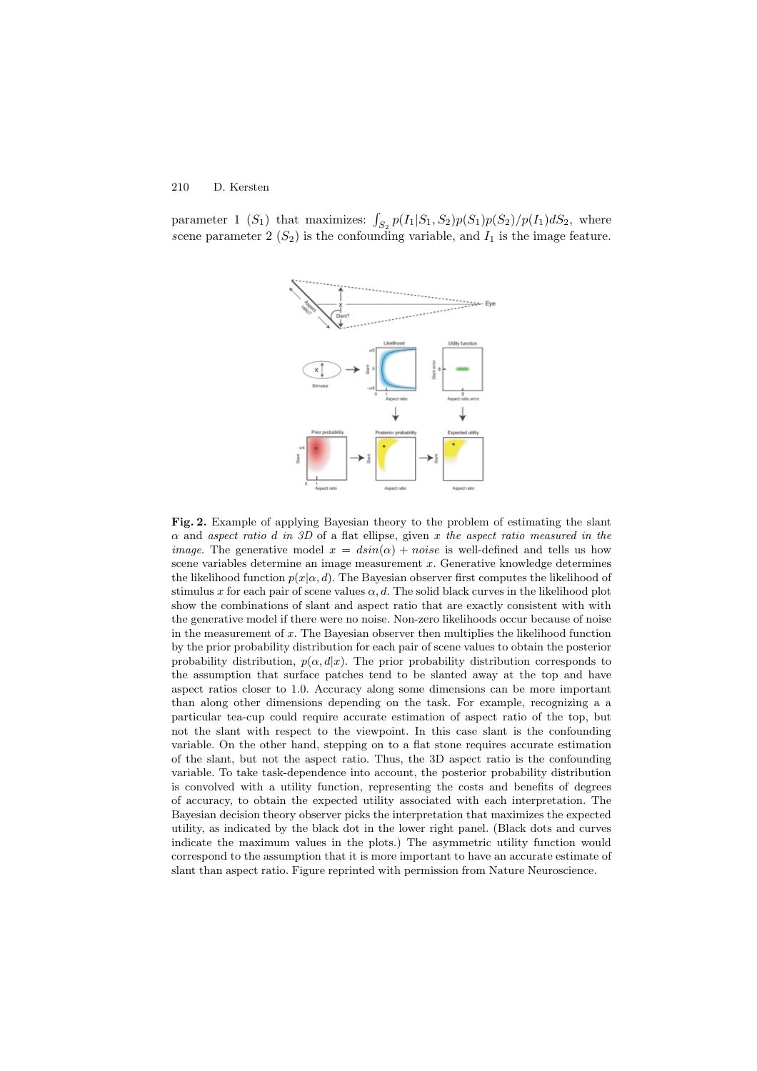parameter 1 ($S_1$) that maximizes: $\int_{S_2} p(I_1|S_1, S_2)p(S_1)p(S_2)/p(I_1)dS_2$, where scene parameter 2 ($S_2$) is the confounding variable, and $I_1$ is the image feature.

**Fig. 2.** Example of applying Bayesian theory to the problem of estimating the slant $\alpha$ and *aspect ratio d in 3D* of a flat ellipse, given *x the aspect ratio measured in the image*. The generative model $x = dsin(\alpha) + noise$ is well-defined and tells us how scene variables determine an image measurement $x$. Generative knowledge determines the likelihood function $p(x|\alpha, d)$. The Bayesian observer first computes the likelihood of stimulus $x$ for each pair of scene values $\alpha, d$. The solid black curves in the likelihood plot show the combinations of slant and aspect ratio that are exactly consistent with with the generative model if there were no noise. Non-zero likelihoods occur because of noise in the measurement of $x$. The Bayesian observer then multiplies the likelihood function by the prior probability distribution for each pair of scene values to obtain the posterior probability distribution, $p(\alpha, d|x)$. The prior probability distribution corresponds to the assumption that surface patches tend to be slanted away at the top and have aspect ratios closer to 1.0. Accuracy along some dimensions can be more important than along other dimensions depending on the task. For example, recognizing a a particular tea-cup could require accurate estimation of aspect ratio of the top, but not the slant with respect to the viewpoint. In this case slant is the confounding variable. On the other hand, stepping on to a flat stone requires accurate estimation of the slant, but not the aspect ratio. Thus, the 3D aspect ratio is the confounding variable. To take task-dependence into account, the posterior probability distribution is convolved with a utility function, representing the costs and benefits of degrees of accuracy, to obtain the expected utility associated with each interpretation. The Bayesian decision theory observer picks the interpretation that maximizes the expected utility, as indicated by the black dot in the lower right panel. (Black dots and curves indicate the maximum values in the plots.) The asymmetric utility function would correspond to the assumption that it is more important to have an accurate estimate of slant than aspect ratio. Figure reprinted with permission from Nature Neuroscience.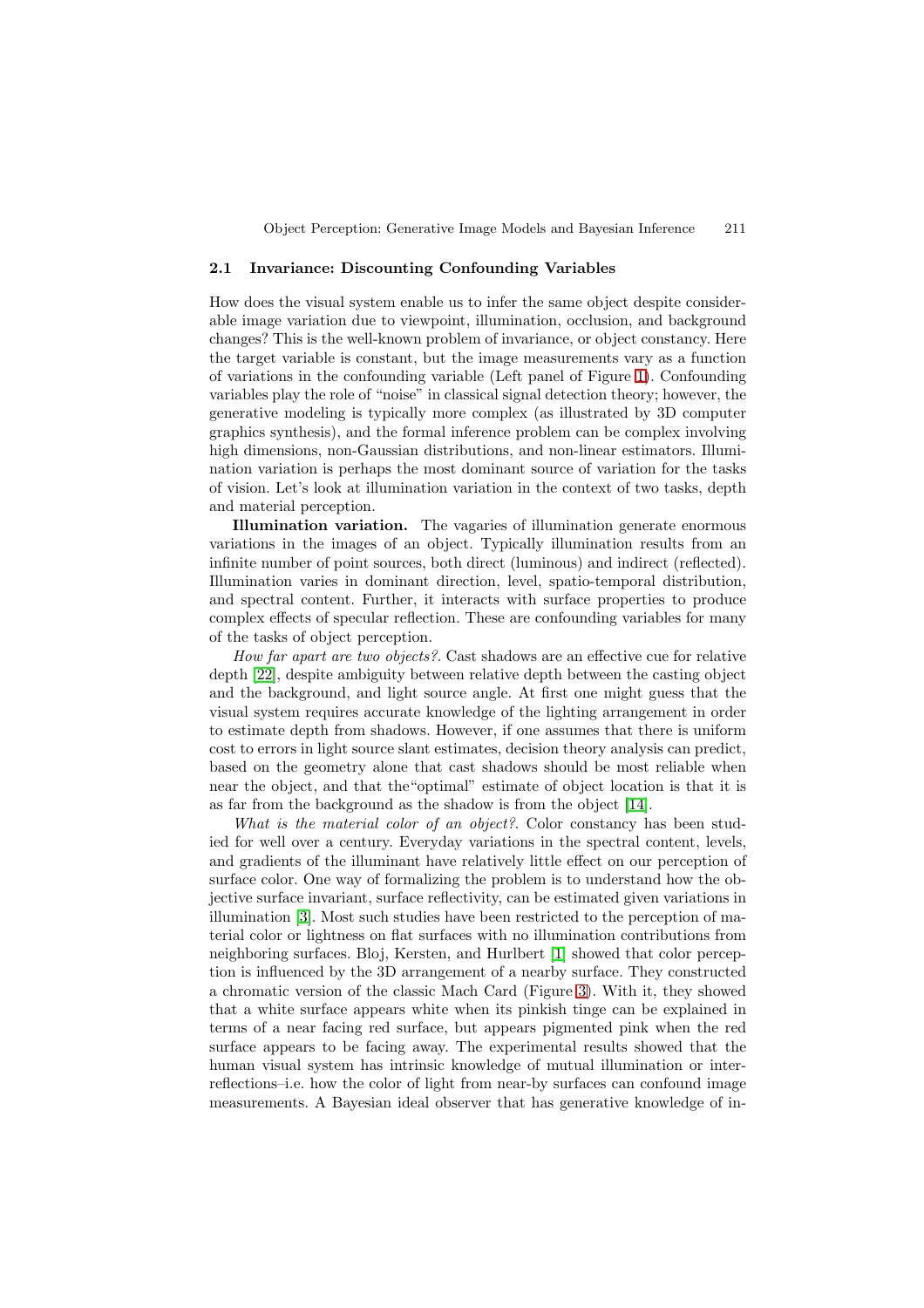### 2.1 Invariance: Discounting Confounding Variables

How does the visual system enable us to infer the same object despite considerable image variation due to viewpoint, illumination, occlusion, and background changes? This is the well-known problem of invariance, or object constancy. Here the target variable is constant, but the image measurements vary as a function of variations in the confounding variable (Left panel of Figure 1). Confounding variables play the role of "noise" in classical signal detection theory; however, the generative modeling is typically more complex (as illustrated by 3D computer graphics synthesis), and the formal inference problem can be complex involving high dimensions, non-Gaussian distributions, and non-linear estimators. Illumination variation is perhaps the most dominant source of variation for the tasks of vision. Let's look at illumination variation in the context of two tasks, depth and material perception.

**Illumination variation.** The vagaries of illumination generate enormous variations in the images of an object. Typically illumination results from an infinite number of point sources, both direct (luminous) and indirect (reflected). Illumination varies in dominant direction, level, spatio-temporal distribution, and spectral content. Further, it interacts with surface properties to produce complex effects of specular reflection. These are confounding variables for many of the tasks of object perception.

*How far apart are two objects?*. Cast shadows are an effective cue for relative depth [22], despite ambiguity between relative depth between the casting object and the background, and light source angle. At first one might guess that the visual system requires accurate knowledge of the lighting arrangement in order to estimate depth from shadows. However, if one assumes that there is uniform cost to errors in light source slant estimates, decision theory analysis can predict, based on the geometry alone that cast shadows should be most reliable when near the object, and that the"optimal" estimate of object location is that it is as far from the background as the shadow is from the object [14].

*What is the material color of an object?*. Color constancy has been studied for well over a century. Everyday variations in the spectral content, levels, and gradients of the illuminant have relatively little effect on our perception of surface color. One way of formalizing the problem is to understand how the objective surface invariant, surface reflectivity, can be estimated given variations in illumination [3]. Most such studies have been restricted to the perception of material color or lightness on flat surfaces with no illumination contributions from neighboring surfaces. Bloj, Kersten, and Hurlbert [1] showed that color perception is influenced by the 3D arrangement of a nearby surface. They constructed a chromatic version of the classic Mach Card (Figure 3). With it, they showed that a white surface appears white when its pinkish tinge can be explained in terms of a near facing red surface, but appears pigmented pink when the red surface appears to be facing away. The experimental results showed that the human visual system has intrinsic knowledge of mutual illumination or inter-reflections–i.e. how the color of light from near-by surfaces can confound image measurements. A Bayesian ideal observer that has generative knowledge of in-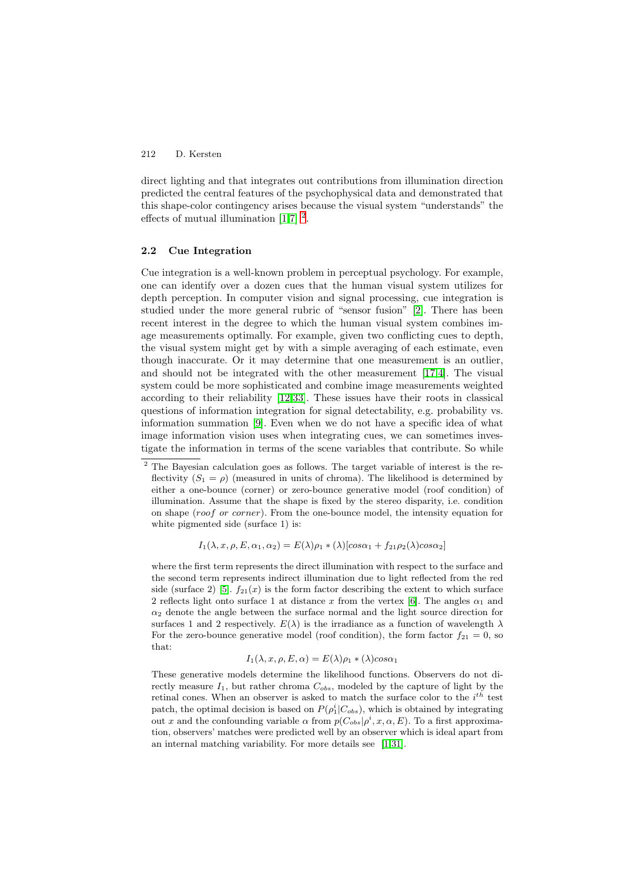direct lighting and that integrates out contributions from illumination direction predicted the central features of the psychophysical data and demonstrated that this shape-color contingency arises because the visual system "understands" the effects of mutual illumination [1,7] [2].

### 2.2 Cue Integration

Cue integration is a well-known problem in perceptual psychology. For example, one can identify over a dozen cues that the human visual system utilizes for depth perception. In computer vision and signal processing, cue integration is studied under the more general rubric of "sensor fusion" [2]. There has been recent interest in the degree to which the human visual system combines image measurements optimally. For example, given two conflicting cues to depth, the visual system might get by with a simple averaging of each estimate, even though inaccurate. Or it may determine that one measurement is an outlier, and should not be integrated with the other measurement [17,4]. The visual system could be more sophisticated and combine image measurements weighted according to their reliability [12,33]. These issues have their roots in classical questions of information integration for signal detectability, e.g. probability vs. information summation [9]. Even when we do not have a specific idea of what image information vision uses when integrating cues, we can sometimes investigate the information in terms of the scene variables that contribute. So while

---

[2] The Bayesian calculation goes as follows. The target variable of interest is the reflectivity ($S_1 = \rho$) (measured in units of chroma). The likelihood is determined by either a one-bounce (corner) or zero-bounce generative model (roof condition) of illumination. Assume that the shape is fixed by the stereo disparity, i.e. condition on shape (*roof or corner*). From the one-bounce model, the intensity equation for white pigmented side (surface 1) is:

$$I_1(\lambda, x, \rho, E, \alpha_1, \alpha_2) = E(\lambda)\rho_1 * (\lambda)[cos\alpha_1 + f_{21}\rho_2(\lambda)cos\alpha_2]$$

where the first term represents the direct illumination with respect to the surface and the second term represents indirect illumination due to light reflected from the red side (surface 2) [5]. $f_{21}(x)$ is the form factor describing the extent to which surface 2 reflects light onto surface 1 at distance $x$ from the vertex [6]. The angles $\alpha_1$ and $\alpha_2$ denote the angle between the surface normal and the light source direction for surfaces 1 and 2 respectively. $E(\lambda)$ is the irradiance as a function of wavelength $\lambda$ For the zero-bounce generative model (roof condition), the form factor $f_{21} = 0$, so that:

$$I_1(\lambda, x, \rho, E, \alpha) = E(\lambda)\rho_1 * (\lambda)cos\alpha_1$$

These generative models determine the likelihood functions. Observers do not directly measure $I_1$, but rather chroma $C_{obs}$, modeled by the capture of light by the retinal cones. When an observer is asked to match the surface color to the $i^{th}$ test patch, the optimal decision is based on $P(\rho_1^i|C_{obs})$, which is obtained by integrating out $x$ and the confounding variable $\alpha$ from $p(C_{obs}|\rho^i, x, \alpha, E)$. To a first approximation, observers' matches were predicted well by an observer which is ideal apart from an internal matching variability. For more details see [1,31].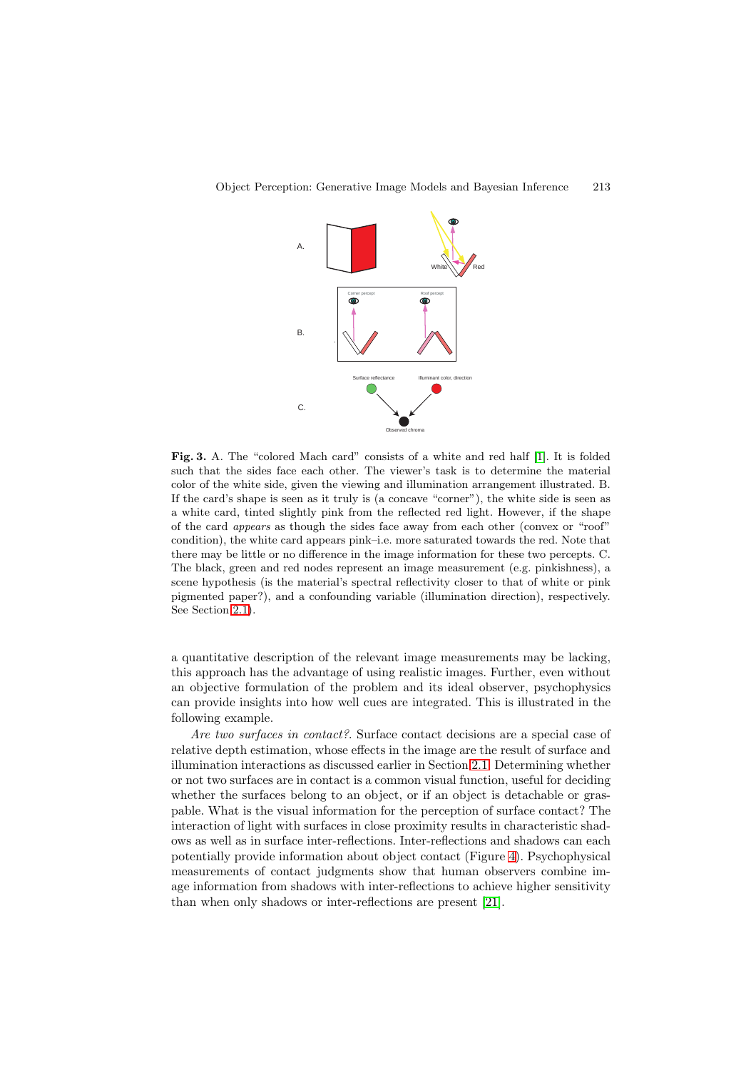A.

White

Red

B.

Corner percept

Roof percept

C.

Surface reflectance

Illuminant color, direction

Observed chroma

**Fig. 3.** A. The "colored Mach card" consists of a white and red half [1]. It is folded such that the sides face each other. The viewer's task is to determine the material color of the white side, given the viewing and illumination arrangement illustrated. B. If the card's shape is seen as it truly is (a concave "corner"), the white side is seen as a white card, tinted slightly pink from the reflected red light. However, if the shape of the card *appears* as though the sides face away from each other (convex or "roof" condition), the white card appears pink–i.e. more saturated towards the red. Note that there may be little or no difference in the image information for these two percepts. C. The black, green and red nodes represent an image measurement (e.g. pinkishness), a scene hypothesis (is the material's spectral reflectivity closer to that of white or pink pigmented paper?), and a confounding variable (illumination direction), respectively. See Section 2.1).

a quantitative description of the relevant image measurements may be lacking, this approach has the advantage of using realistic images. Further, even without an objective formulation of the problem and its ideal observer, psychophysics can provide insights into how well cues are integrated. This is illustrated in the following example.

*Are two surfaces in contact?*. Surface contact decisions are a special case of relative depth estimation, whose effects in the image are the result of surface and illumination interactions as discussed earlier in Section 2.1. Determining whether or not two surfaces are in contact is a common visual function, useful for deciding whether the surfaces belong to an object, or if an object is detachable or graspable. What is the visual information for the perception of surface contact? The interaction of light with surfaces in close proximity results in characteristic shadows as well as in surface inter-reflections. Inter-reflections and shadows can each potentially provide information about object contact (Figure 4). Psychophysical measurements of contact judgments show that human observers combine image information from shadows with inter-reflections to achieve higher sensitivity than when only shadows or inter-reflections are present [21].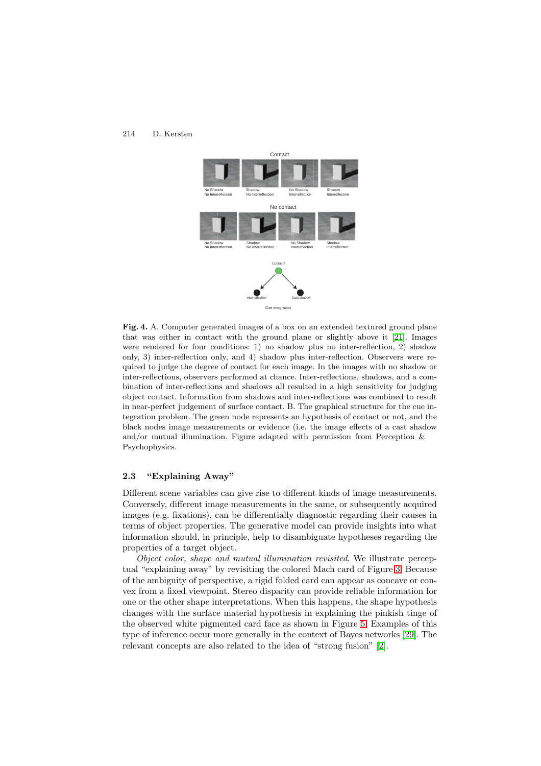**Fig. 4.** A. Computer generated images of a box on an extended textured ground plane that was either in contact with the ground plane or slightly above it [21]. Images were rendered for four conditions: 1) no shadow plus no inter-reflection, 2) shadow only, 3) inter-reflection only, and 4) shadow plus inter-reflection. Observers were required to judge the degree of contact for each image. In the images with no shadow or inter-reflections, observers performed at chance. Inter-reflections, shadows, and a combination of inter-reflections and shadows all resulted in a high sensitivity for judging object contact. Information from shadows and inter-reflections was combined to result in near-perfect judgement of surface contact. B. The graphical structure for the cue integration problem. The green node represents an hypothesis of contact or not, and the black nodes image measurements or evidence (i.e. the image effects of a cast shadow and/or mutual illumination. Figure adapted with permission from Perception & Psychophysics.

### 2.3 "Explaining Away"

Different scene variables can give rise to different kinds of image measurements. Conversely, different image measurements in the same, or subsequently acquired images (e.g. fixations), can be differentially diagnostic regarding their causes in terms of object properties. The generative model can provide insights into what information should, in principle, help to disambiguate hypotheses regarding the properties of a target object.

*Object color, shape and mutual illumination revisited*. We illustrate perceptual "explaining away" by revisiting the colored Mach card of Figure 3. Because of the ambiguity of perspective, a rigid folded card can appear as concave or convex from a fixed viewpoint. Stereo disparity can provide reliable information for one or the other shape interpretations. When this happens, the shape hypothesis changes with the surface material hypothesis in explaining the pinkish tinge of the observed white pigmented card face as shown in Figure 5. Examples of this type of inference occur more generally in the context of Bayes networks [29]. The relevant concepts are also related to the idea of "strong fusion" [2].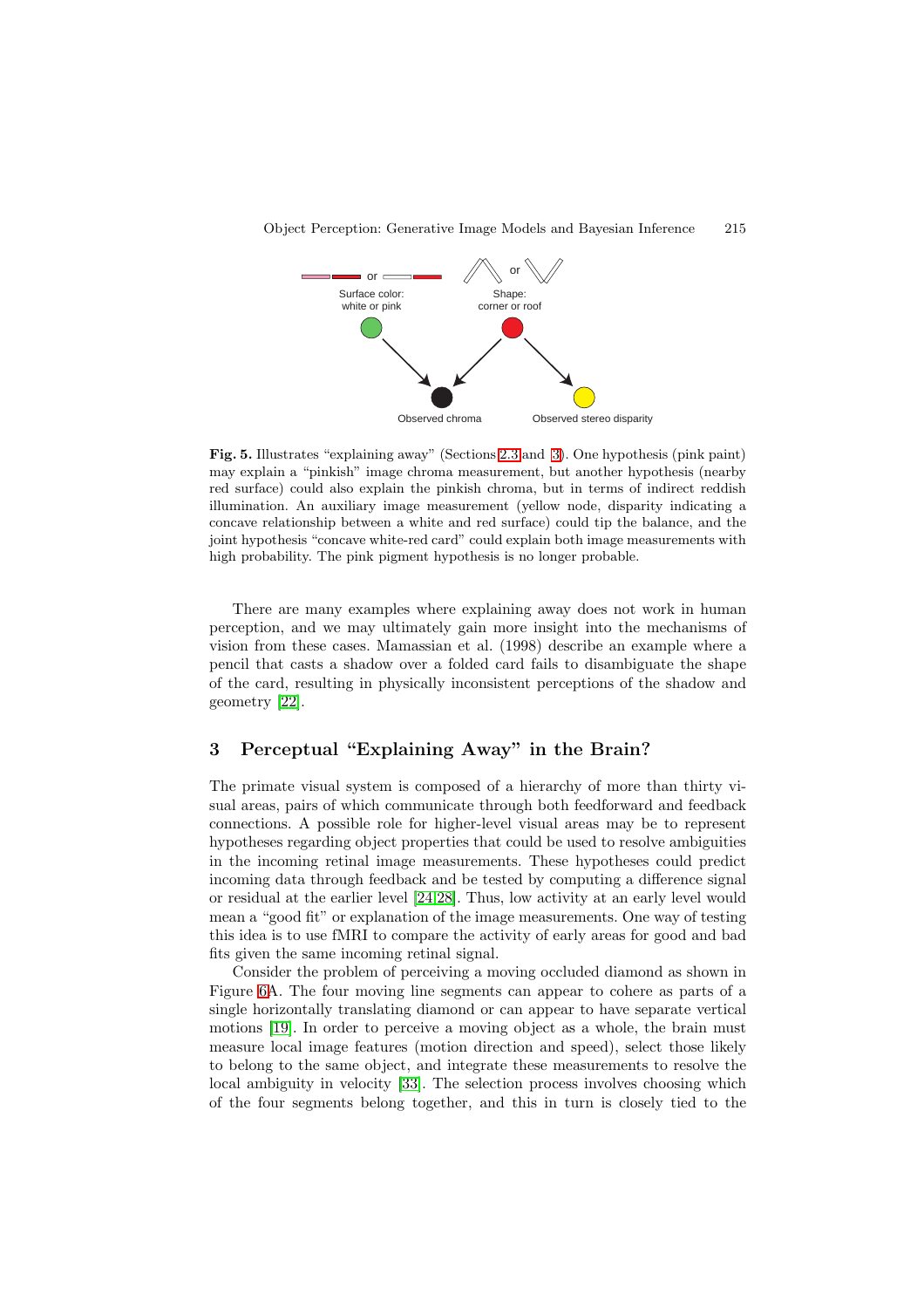or

Surface color:
white or pink

or

Shape:
corner or roof

Observed chroma

Observed stereo disparity

**Fig. 5.** Illustrates "explaining away" (Sections 2.3 and 3). One hypothesis (pink paint) may explain a "pinkish" image chroma measurement, but another hypothesis (nearby red surface) could also explain the pinkish chroma, but in terms of indirect reddish illumination. An auxiliary image measurement (yellow node, disparity indicating a concave relationship between a white and red surface) could tip the balance, and the joint hypothesis "concave white-red card" could explain both image measurements with high probability. The pink pigment hypothesis is no longer probable.

There are many examples where explaining away does not work in human perception, and we may ultimately gain more insight into the mechanisms of vision from these cases. Mamassian et al. (1998) describe an example where a pencil that casts a shadow over a folded card fails to disambiguate the shape of the card, resulting in physically inconsistent perceptions of the shadow and geometry [22].

## 3 Perceptual "Explaining Away" in the Brain?

The primate visual system is composed of a hierarchy of more than thirty visual areas, pairs of which communicate through both feedforward and feedback connections. A possible role for higher-level visual areas may be to represent hypotheses regarding object properties that could be used to resolve ambiguities in the incoming retinal image measurements. These hypotheses could predict incoming data through feedback and be tested by computing a difference signal or residual at the earlier level [24,28]. Thus, low activity at an early level would mean a "good fit" or explanation of the image measurements. One way of testing this idea is to use fMRI to compare the activity of early areas for good and bad fits given the same incoming retinal signal.

Consider the problem of perceiving a moving occluded diamond as shown in Figure 6A. The four moving line segments can appear to cohere as parts of a single horizontally translating diamond or can appear to have separate vertical motions [19]. In order to perceive a moving object as a whole, the brain must measure local image features (motion direction and speed), select those likely to belong to the same object, and integrate these measurements to resolve the local ambiguity in velocity [33]. The selection process involves choosing which of the four segments belong together, and this in turn is closely tied to the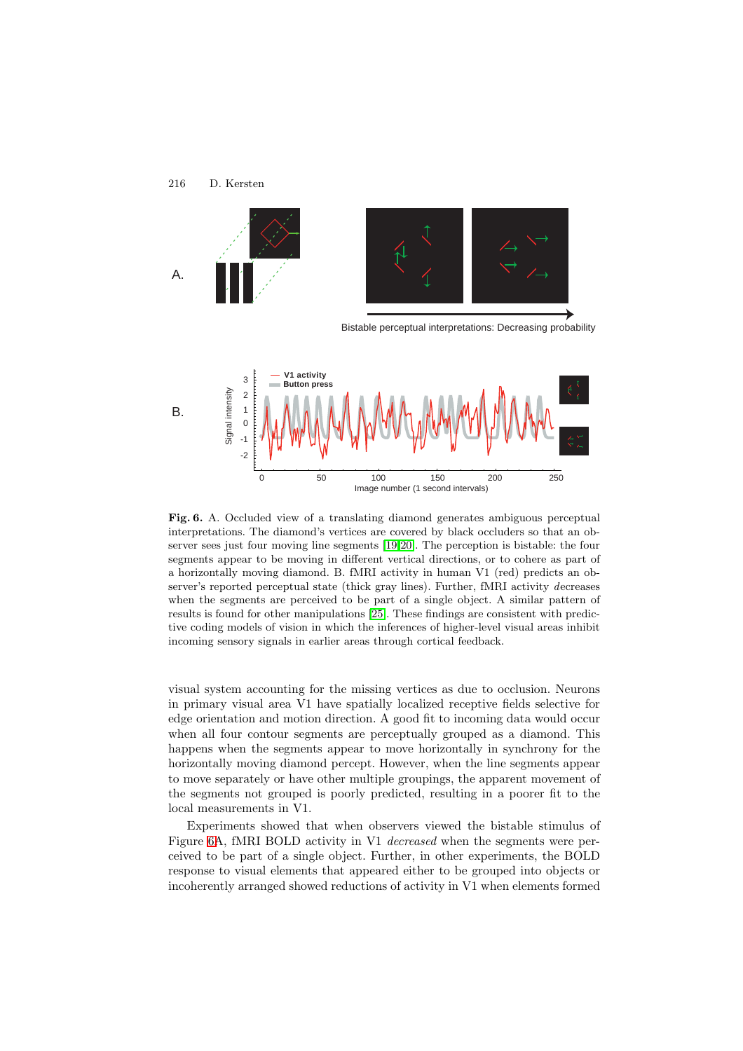**Fig. 6.** A. Occluded view of a translating diamond generates ambiguous perceptual interpretations. The diamond's vertices are covered by black occluders so that an observer sees just four moving line segments [19,20]. The perception is bistable: the four segments appear to be moving in different vertical directions, or to cohere as part of a horizontally moving diamond. B. fMRI activity in human V1 (red) predicts an observer's reported perceptual state (thick gray lines). Further, fMRI activity *decreases* when the segments are perceived to be part of a single object. A similar pattern of results is found for other manipulations [25]. These findings are consistent with predictive coding models of vision in which the inferences of higher-level visual areas inhibit incoming sensory signals in earlier areas through cortical feedback.

visual system accounting for the missing vertices as due to occlusion. Neurons in primary visual area V1 have spatially localized receptive fields selective for edge orientation and motion direction. A good fit to incoming data would occur when all four contour segments are perceptually grouped as a diamond. This happens when the segments appear to move horizontally in synchrony for the horizontally moving diamond percept. However, when the line segments appear to move separately or have other multiple groupings, the apparent movement of the segments not grouped is poorly predicted, resulting in a poorer fit to the local measurements in V1.

Experiments showed that when observers viewed the bistable stimulus of Figure 6A, fMRI BOLD activity in V1 *decreased* when the segments were perceived to be part of a single object. Further, in other experiments, the BOLD response to visual elements that appeared either to be grouped into objects or incoherently arranged showed reductions of activity in V1 when elements formed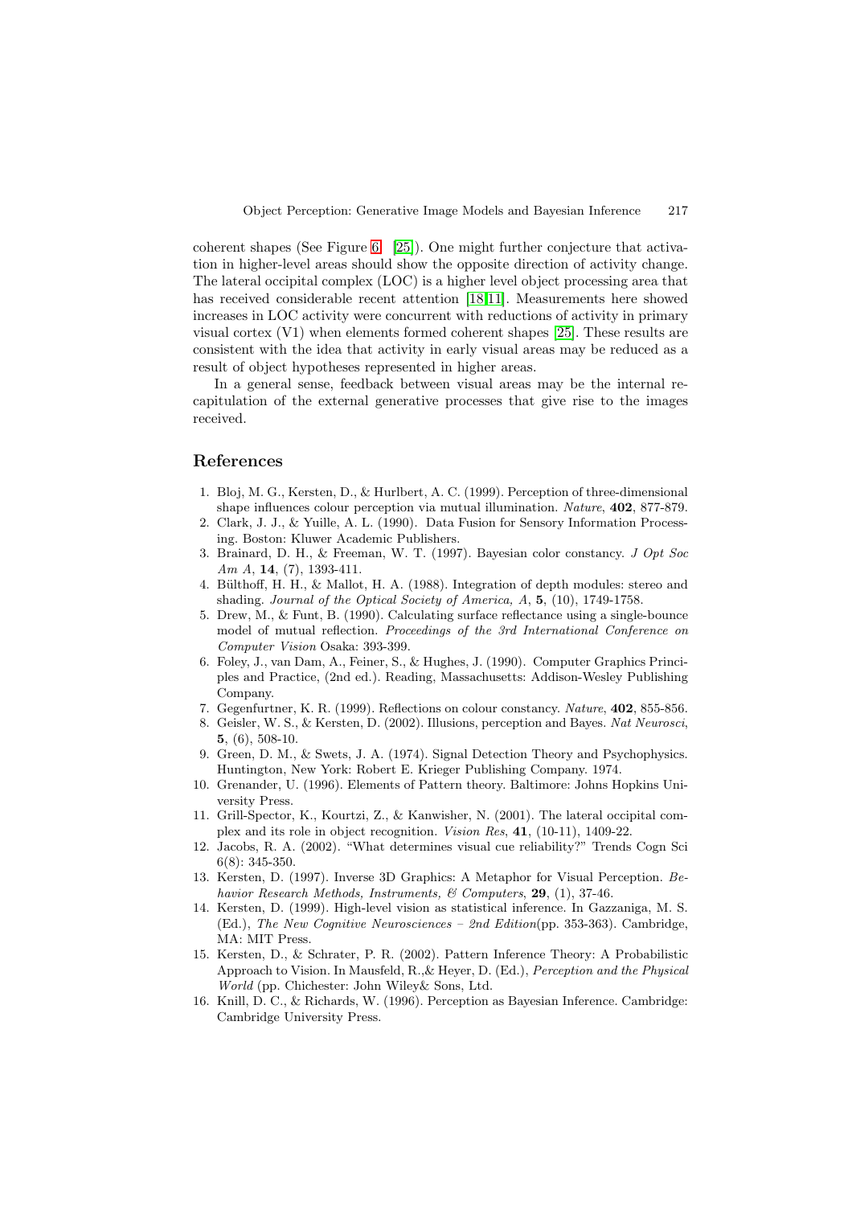coherent shapes (See Figure 6 [25]). One might further conjecture that activation in higher-level areas should show the opposite direction of activity change. The lateral occipital complex (LOC) is a higher level object processing area that has received considerable recent attention [18,11]. Measurements here showed increases in LOC activity were concurrent with reductions of activity in primary visual cortex (V1) when elements formed coherent shapes [25]. These results are consistent with the idea that activity in early visual areas may be reduced as a result of object hypotheses represented in higher areas.

In a general sense, feedback between visual areas may be the internal recapitulation of the external generative processes that give rise to the images received.

## References

1. Bloj, M. G., Kersten, D., & Hurlbert, A. C. (1999). Perception of three-dimensional shape influences colour perception via mutual illumination. *Nature*, **402**, 877-879.
2. Clark, J. J., & Yuille, A. L. (1990). Data Fusion for Sensory Information Processing. Boston: Kluwer Academic Publishers.
3. Brainard, D. H., & Freeman, W. T. (1997). Bayesian color constancy. *J Opt Soc Am A*, **14**, (7), 1393-411.
4. Bülthoff, H. H., & Mallot, H. A. (1988). Integration of depth modules: stereo and shading. *Journal of the Optical Society of America, A*, **5**, (10), 1749-1758.
5. Drew, M., & Funt, B. (1990). Calculating surface reflectance using a single-bounce model of mutual reflection. *Proceedings of the 3rd International Conference on Computer Vision* Osaka: 393-399.
6. Foley, J., van Dam, A., Feiner, S., & Hughes, J. (1990). Computer Graphics Principles and Practice, (2nd ed.). Reading, Massachusetts: Addison-Wesley Publishing Company.
7. Gegenfurtner, K. R. (1999). Reflections on colour constancy. *Nature*, **402**, 855-856.
8. Geisler, W. S., & Kersten, D. (2002). Illusions, perception and Bayes. *Nat Neurosci*, **5**, (6), 508-10.
9. Green, D. M., & Swets, J. A. (1974). Signal Detection Theory and Psychophysics. Huntington, New York: Robert E. Krieger Publishing Company. 1974.
10. Grenander, U. (1996). Elements of Pattern theory. Baltimore: Johns Hopkins University Press.
11. Grill-Spector, K., Kourtzi, Z., & Kanwisher, N. (2001). The lateral occipital complex and its role in object recognition. *Vision Res*, **41**, (10-11), 1409-22.
12. Jacobs, R. A. (2002). "What determines visual cue reliability?" Trends Cogn Sci 6(8): 345-350.
13. Kersten, D. (1997). Inverse 3D Graphics: A Metaphor for Visual Perception. *Behavior Research Methods, Instruments, & Computers*, **29**, (1), 37-46.
14. Kersten, D. (1999). High-level vision as statistical inference. In Gazzaniga, M. S. (Ed.), *The New Cognitive Neurosciences – 2nd Edition*(pp. 353-363). Cambridge, MA: MIT Press.
15. Kersten, D., & Schrater, P. R. (2002). Pattern Inference Theory: A Probabilistic Approach to Vision. In Mausfeld, R.,& Heyer, D. (Ed.), *Perception and the Physical World* (pp. Chichester: John Wiley& Sons, Ltd.
16. Knill, D. C., & Richards, W. (1996). Perception as Bayesian Inference. Cambridge: Cambridge University Press.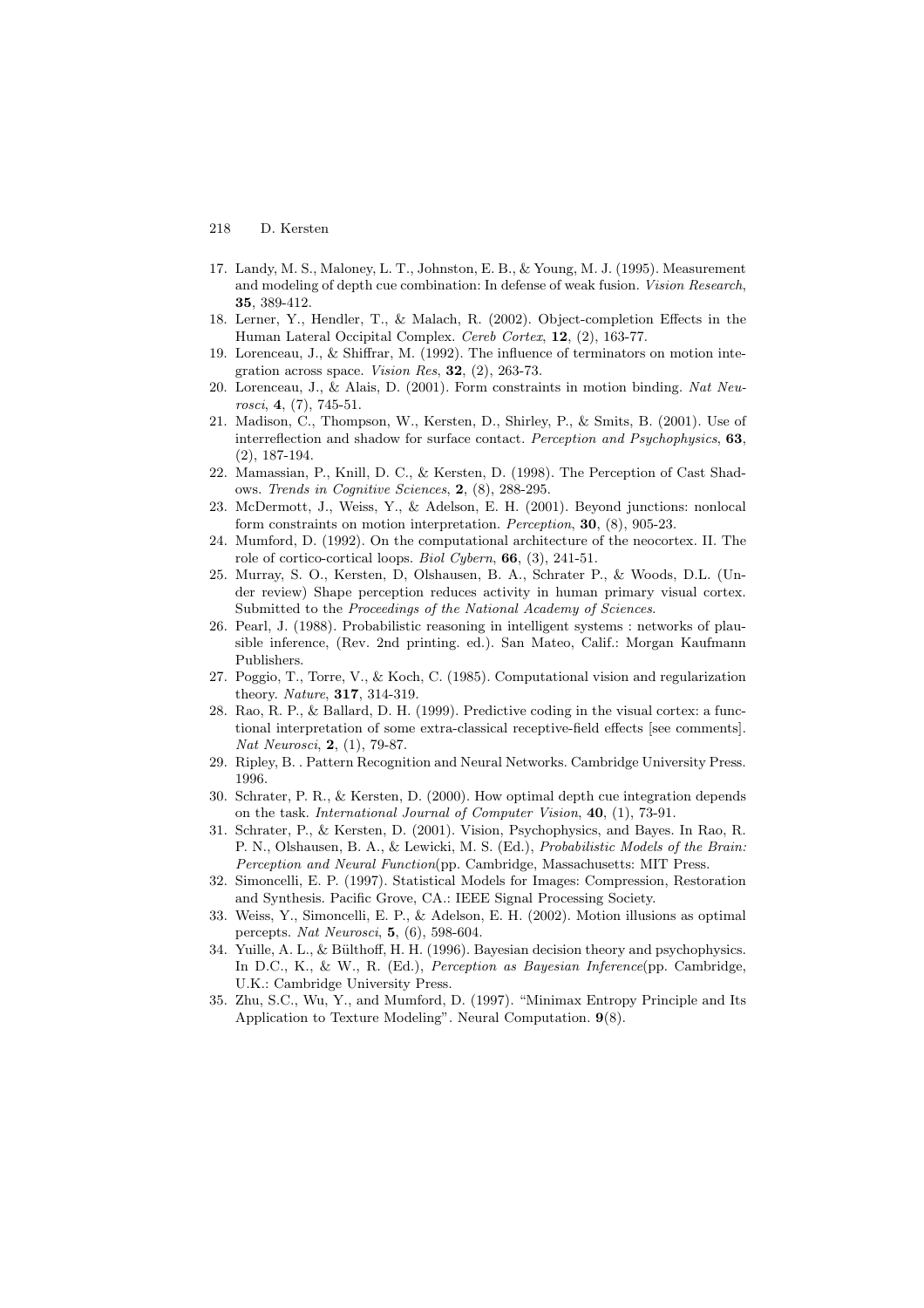17. Landy, M. S., Maloney, L. T., Johnston, E. B., & Young, M. J. (1995). Measurement and modeling of depth cue combination: In defense of weak fusion. *Vision Research*, **35**, 389-412.
18. Lerner, Y., Hendler, T., & Malach, R. (2002). Object-completion Effects in the Human Lateral Occipital Complex. *Cereb Cortex*, **12**, (2), 163-77.
19. Lorenceau, J., & Shiffrar, M. (1992). The influence of terminators on motion integration across space. *Vision Res*, **32**, (2), 263-73.
20. Lorenceau, J., & Alais, D. (2001). Form constraints in motion binding. *Nat Neurosci*, **4**, (7), 745-51.
21. Madison, C., Thompson, W., Kersten, D., Shirley, P., & Smits, B. (2001). Use of interreflection and shadow for surface contact. *Perception and Psychophysics*, **63**, (2), 187-194.
22. Mamassian, P., Knill, D. C., & Kersten, D. (1998). The Perception of Cast Shadows. *Trends in Cognitive Sciences*, **2**, (8), 288-295.
23. McDermott, J., Weiss, Y., & Adelson, E. H. (2001). Beyond junctions: nonlocal form constraints on motion interpretation. *Perception*, **30**, (8), 905-23.
24. Mumford, D. (1992). On the computational architecture of the neocortex. II. The role of cortico-cortical loops. *Biol Cybern*, **66**, (3), 241-51.
25. Murray, S. O., Kersten, D, Olshausen, B. A., Schrater P., & Woods, D.L. (Under review) Shape perception reduces activity in human primary visual cortex. Submitted to the *Proceedings of the National Academy of Sciences*.
26. Pearl, J. (1988). Probabilistic reasoning in intelligent systems : networks of plausible inference, (Rev. 2nd printing. ed.). San Mateo, Calif.: Morgan Kaufmann Publishers.
27. Poggio, T., Torre, V., & Koch, C. (1985). Computational vision and regularization theory. *Nature*, **317**, 314-319.
28. Rao, R. P., & Ballard, D. H. (1999). Predictive coding in the visual cortex: a functional interpretation of some extra-classical receptive-field effects [see comments]. *Nat Neurosci*, **2**, (1), 79-87.
29. Ripley, B. . Pattern Recognition and Neural Networks. Cambridge University Press. 1996.
30. Schrater, P. R., & Kersten, D. (2000). How optimal depth cue integration depends on the task. *International Journal of Computer Vision*, **40**, (1), 73-91.
31. Schrater, P., & Kersten, D. (2001). Vision, Psychophysics, and Bayes. In Rao, R. P. N., Olshausen, B. A., & Lewicki, M. S. (Ed.), *Probabilistic Models of the Brain: Perception and Neural Function*(pp. Cambridge, Massachusetts: MIT Press.
32. Simoncelli, E. P. (1997). Statistical Models for Images: Compression, Restoration and Synthesis. Pacific Grove, CA.: IEEE Signal Processing Society.
33. Weiss, Y., Simoncelli, E. P., & Adelson, E. H. (2002). Motion illusions as optimal percepts. *Nat Neurosci*, **5**, (6), 598-604.
34. Yuille, A. L., & Bülthoff, H. H. (1996). Bayesian decision theory and psychophysics. In D.C., K., & W., R. (Ed.), *Perception as Bayesian Inference*(pp. Cambridge, U.K.: Cambridge University Press.
35. Zhu, S.C., Wu, Y., and Mumford, D. (1997). "Minimax Entropy Principle and Its Application to Texture Modeling". Neural Computation. **9**(8).